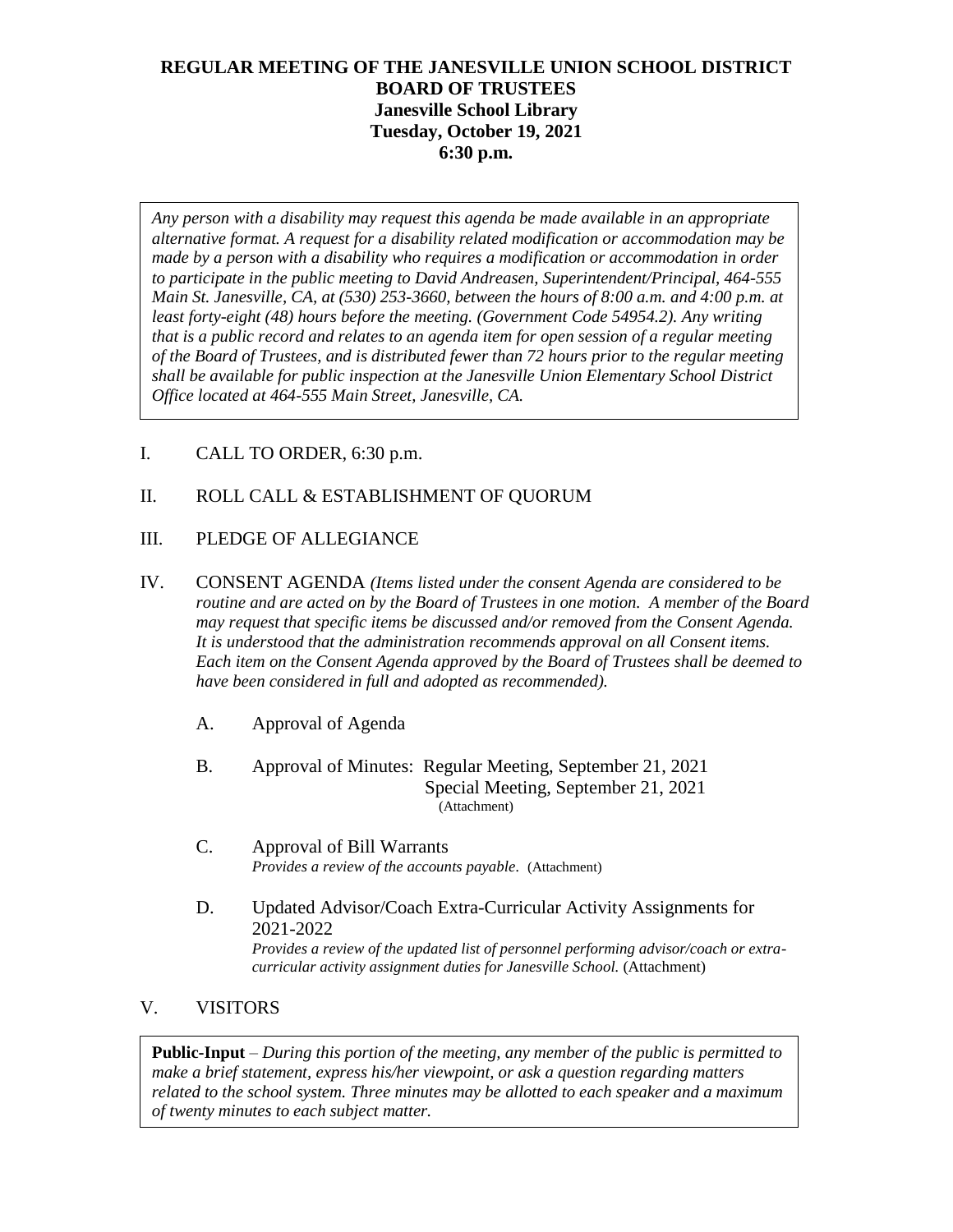# REGULAR MEETING OF THE JANESVILLE UNION SCHOOL DISTRICT BOARD OF TRUSTEES

**Janesville School Library**
**Tuesday, October 19, 2021**
**6:30 p.m.**

*Any person with a disability may request this agenda be made available in an appropriate alternative format. A request for a disability related modification or accommodation may be made by a person with a disability who requires a modification or accommodation in order to participate in the public meeting to David Andreasen, Superintendent/Principal, 464-555 Main St. Janesville, CA, at (530) 253-3660, between the hours of 8:00 a.m. and 4:00 p.m. at least forty-eight (48) hours before the meeting. (Government Code 54954.2). Any writing that is a public record and relates to an agenda item for open session of a regular meeting of the Board of Trustees, and is distributed fewer than 72 hours prior to the regular meeting shall be available for public inspection at the Janesville Union Elementary School District Office located at 464-555 Main Street, Janesville, CA.*

I. CALL TO ORDER, 6:30 p.m.

II. ROLL CALL & ESTABLISHMENT OF QUORUM

III. PLEDGE OF ALLEGIANCE

IV. CONSENT AGENDA *(Items listed under the consent Agenda are considered to be routine and are acted on by the Board of Trustees in one motion. A member of the Board may request that specific items be discussed and/or removed from the Consent Agenda. It is understood that the administration recommends approval on all Consent items. Each item on the Consent Agenda approved by the Board of Trustees shall be deemed to have been considered in full and adopted as recommended).*

A. Approval of Agenda

B. Approval of Minutes: Regular Meeting, September 21, 2021
Special Meeting, September 21, 2021
(Attachment)

C. Approval of Bill Warrants
*Provides a review of the accounts payable*. (Attachment)

D. Updated Advisor/Coach Extra-Curricular Activity Assignments for 2021-2022
*Provides a review of the updated list of personnel performing advisor/coach or extra-curricular activity assignment duties for Janesville School.* (Attachment)

V. VISITORS

**Public-Input** – *During this portion of the meeting, any member of the public is permitted to make a brief statement, express his/her viewpoint, or ask a question regarding matters related to the school system. Three minutes may be allotted to each speaker and a maximum of twenty minutes to each subject matter.*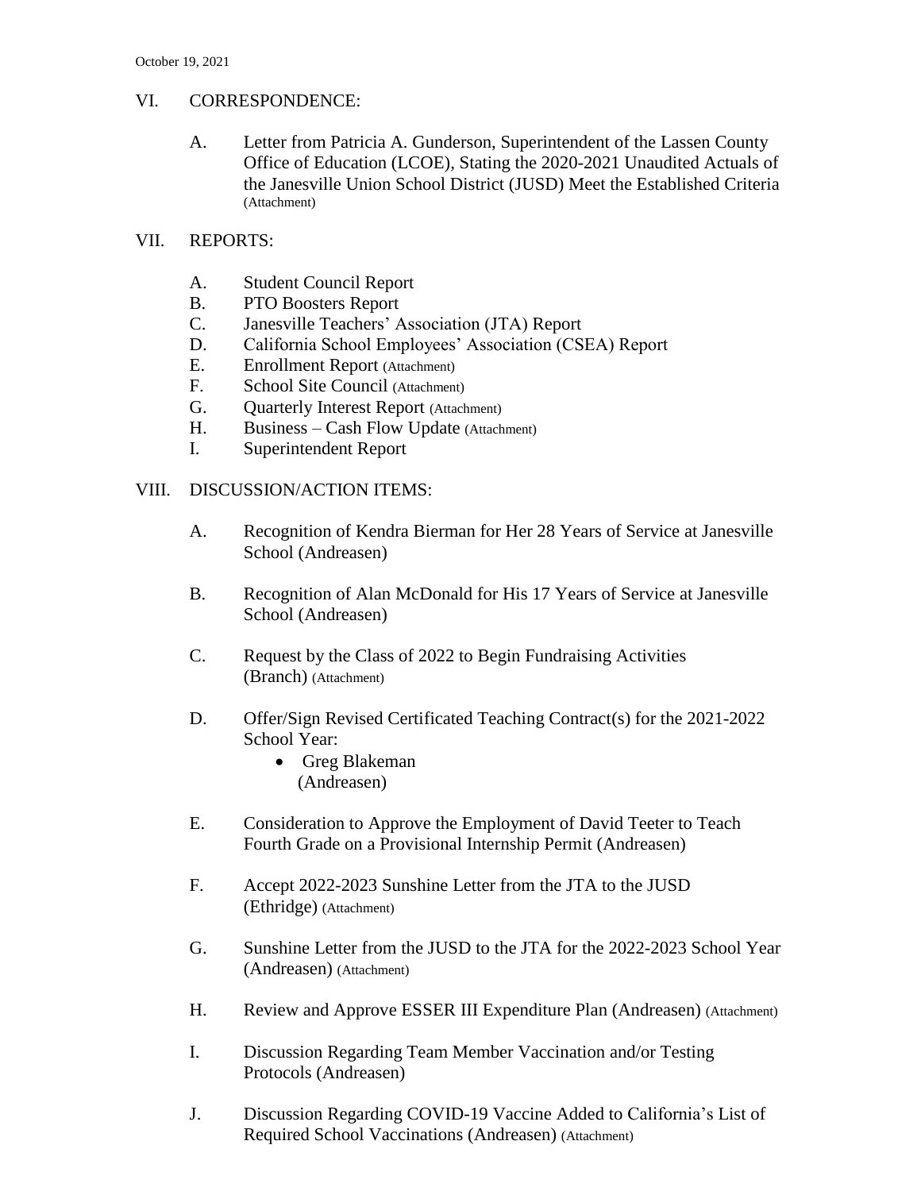## VI. CORRESPONDENCE:

A. Letter from Patricia A. Gunderson, Superintendent of the Lassen County Office of Education (LCOE), Stating the 2020-2021 Unaudited Actuals of the Janesville Union School District (JUSD) Meet the Established Criteria (Attachment)

## VII. REPORTS:

A. Student Council Report
B. PTO Boosters Report
C. Janesville Teachers' Association (JTA) Report
D. California School Employees' Association (CSEA) Report
E. Enrollment Report (Attachment)
F. School Site Council (Attachment)
G. Quarterly Interest Report (Attachment)
H. Business – Cash Flow Update (Attachment)
I. Superintendent Report

## VIII. DISCUSSION/ACTION ITEMS:

A. Recognition of Kendra Bierman for Her 28 Years of Service at Janesville School (Andreasen)

B. Recognition of Alan McDonald for His 17 Years of Service at Janesville School (Andreasen)

C. Request by the Class of 2022 to Begin Fundraising Activities (Branch) (Attachment)

D. Offer/Sign Revised Certificated Teaching Contract(s) for the 2021-2022 School Year:
- Greg Blakeman

(Andreasen)

E. Consideration to Approve the Employment of David Teeter to Teach Fourth Grade on a Provisional Internship Permit (Andreasen)

F. Accept 2022-2023 Sunshine Letter from the JTA to the JUSD (Ethridge) (Attachment)

G. Sunshine Letter from the JUSD to the JTA for the 2022-2023 School Year (Andreasen) (Attachment)

H. Review and Approve ESSER III Expenditure Plan (Andreasen) (Attachment)

I. Discussion Regarding Team Member Vaccination and/or Testing Protocols (Andreasen)

J. Discussion Regarding COVID-19 Vaccine Added to California's List of Required School Vaccinations (Andreasen) (Attachment)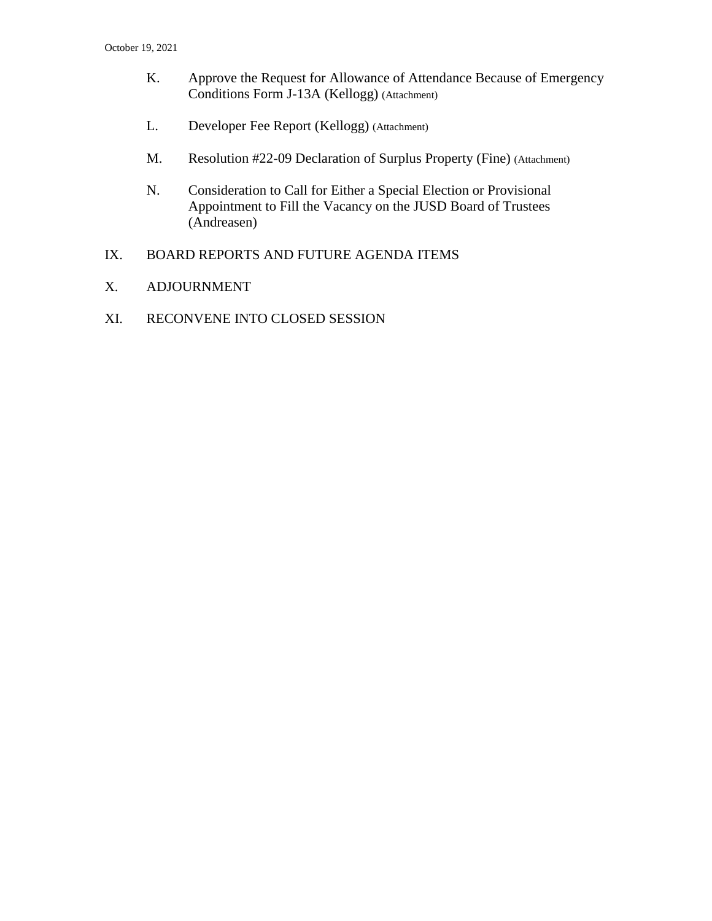K. Approve the Request for Allowance of Attendance Because of Emergency Conditions Form J-13A (Kellogg) (Attachment)

L. Developer Fee Report (Kellogg) (Attachment)

M. Resolution #22-09 Declaration of Surplus Property (Fine) (Attachment)

N. Consideration to Call for Either a Special Election or Provisional Appointment to Fill the Vacancy on the JUSD Board of Trustees (Andreasen)

IX. BOARD REPORTS AND FUTURE AGENDA ITEMS

X. ADJOURNMENT

XI. RECONVENE INTO CLOSED SESSION